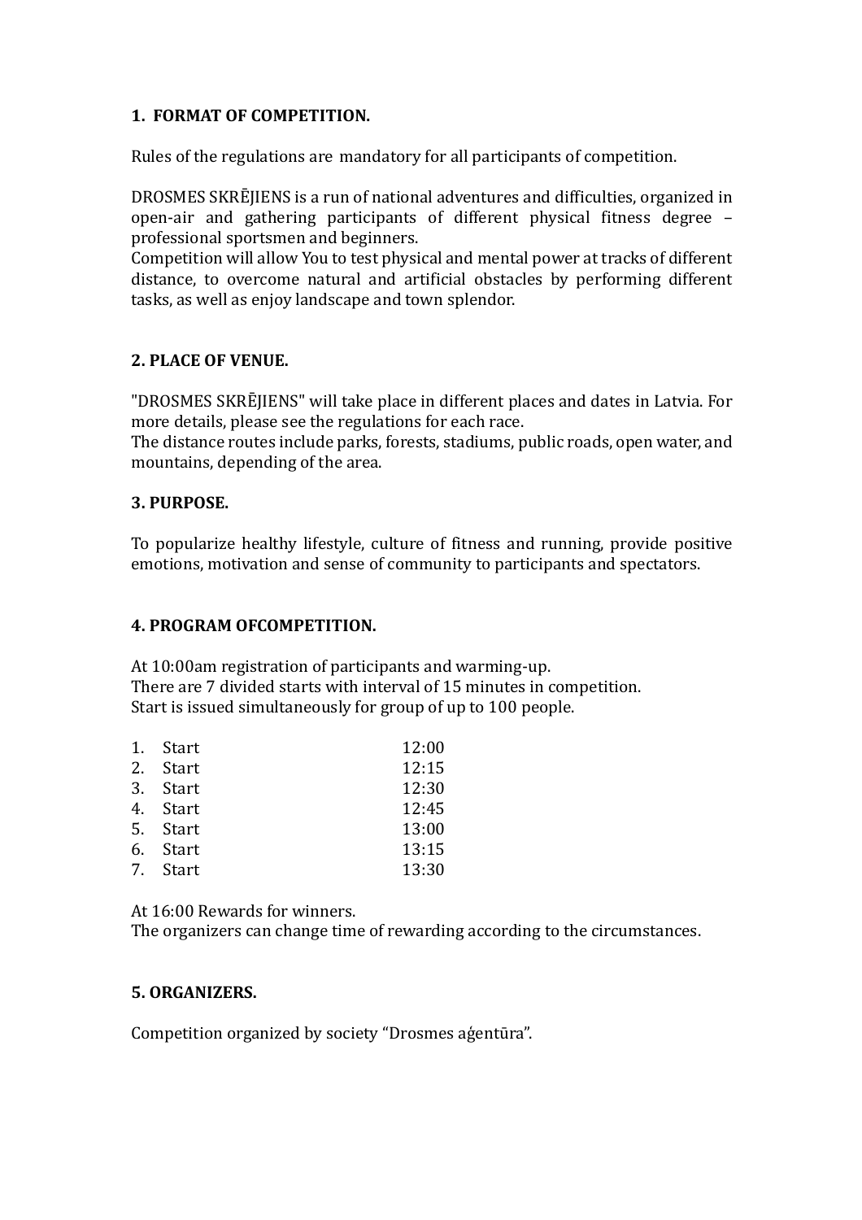## 1. FORMAT OF COMPETITION.

Rules of the regulations are mandatory for all participants of competition.

DROSMES SKRĒJIENS is a run of national adventures and difficulties, organized in open-air and gathering participants of different physical fitness degree – professional sportsmen and beginners.
Competition will allow You to test physical and mental power at tracks of different distance, to overcome natural and artificial obstacles by performing different tasks, as well as enjoy landscape and town splendor.

## 2. PLACE OF VENUE.

"DROSMES SKRĒJIENS" will take place in different places and dates in Latvia. For more details, please see the regulations for each race.
The distance routes include parks, forests, stadiums, public roads, open water, and mountains, depending of the area.

## 3. PURPOSE.

To popularize healthy lifestyle, culture of fitness and running, provide positive emotions, motivation and sense of community to participants and spectators.

## 4. PROGRAM OFCOMPETITION.

At 10:00am registration of participants and warming-up.
There are 7 divided starts with interval of 15 minutes in competition.
Start is issued simultaneously for group of up to 100 people.

1. Start 12:00
2. Start 12:15
3. Start 12:30
4. Start 12:45
5. Start 13:00
6. Start 13:15
7. Start 13:30

At 16:00 Rewards for winners.
The organizers can change time of rewarding according to the circumstances.

## 5. ORGANIZERS.

Competition organized by society “Drosmes aģentūra”.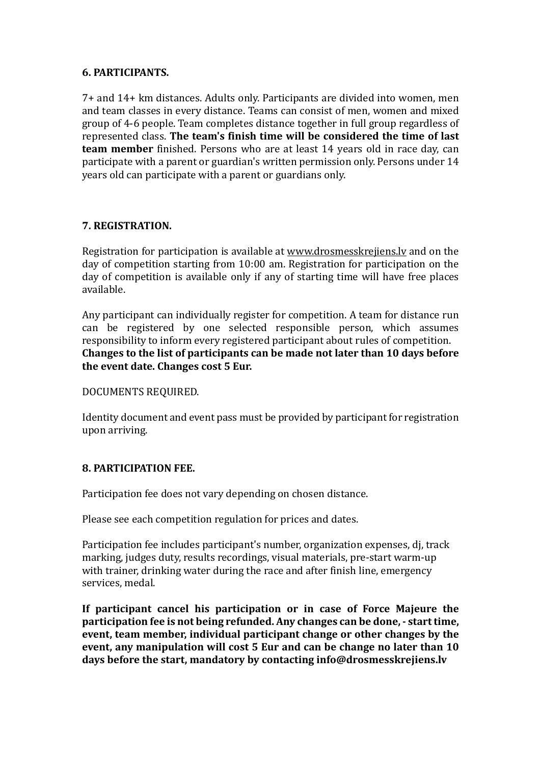## 6. PARTICIPANTS.

7+ and 14+ km distances. Adults only. Participants are divided into women, men and team classes in every distance. Teams can consist of men, women and mixed group of 4-6 people. Team completes distance together in full group regardless of represented class. **The team's finish time will be considered the time of last team member** finished. Persons who are at least 14 years old in race day, can participate with a parent or guardian's written permission only. Persons under 14 years old can participate with a parent or guardians only.

## 7. REGISTRATION.

Registration for participation is available at www.drosmesskrejiens.lv and on the day of competition starting from 10:00 am. Registration for participation on the day of competition is available only if any of starting time will have free places available.

Any participant can individually register for competition. A team for distance run can be registered by one selected responsible person, which assumes responsibility to inform every registered participant about rules of competition. **Changes to the list of participants can be made not later than 10 days before the event date. Changes cost 5 Eur.**

DOCUMENTS REQUIRED.

Identity document and event pass must be provided by participant for registration upon arriving.

## 8. PARTICIPATION FEE.

Participation fee does not vary depending on chosen distance.

Please see each competition regulation for prices and dates.

Participation fee includes participant's number, organization expenses, dj, track marking, judges duty, results recordings, visual materials, pre-start warm-up with trainer, drinking water during the race and after finish line, emergency services, medal.

**If participant cancel his participation or in case of Force Majeure the participation fee is not being refunded. Any changes can be done, - start time, event, team member, individual participant change or other changes by the event, any manipulation will cost 5 Eur and can be change no later than 10 days before the start, mandatory by contacting info@drosmesskrejiens.lv**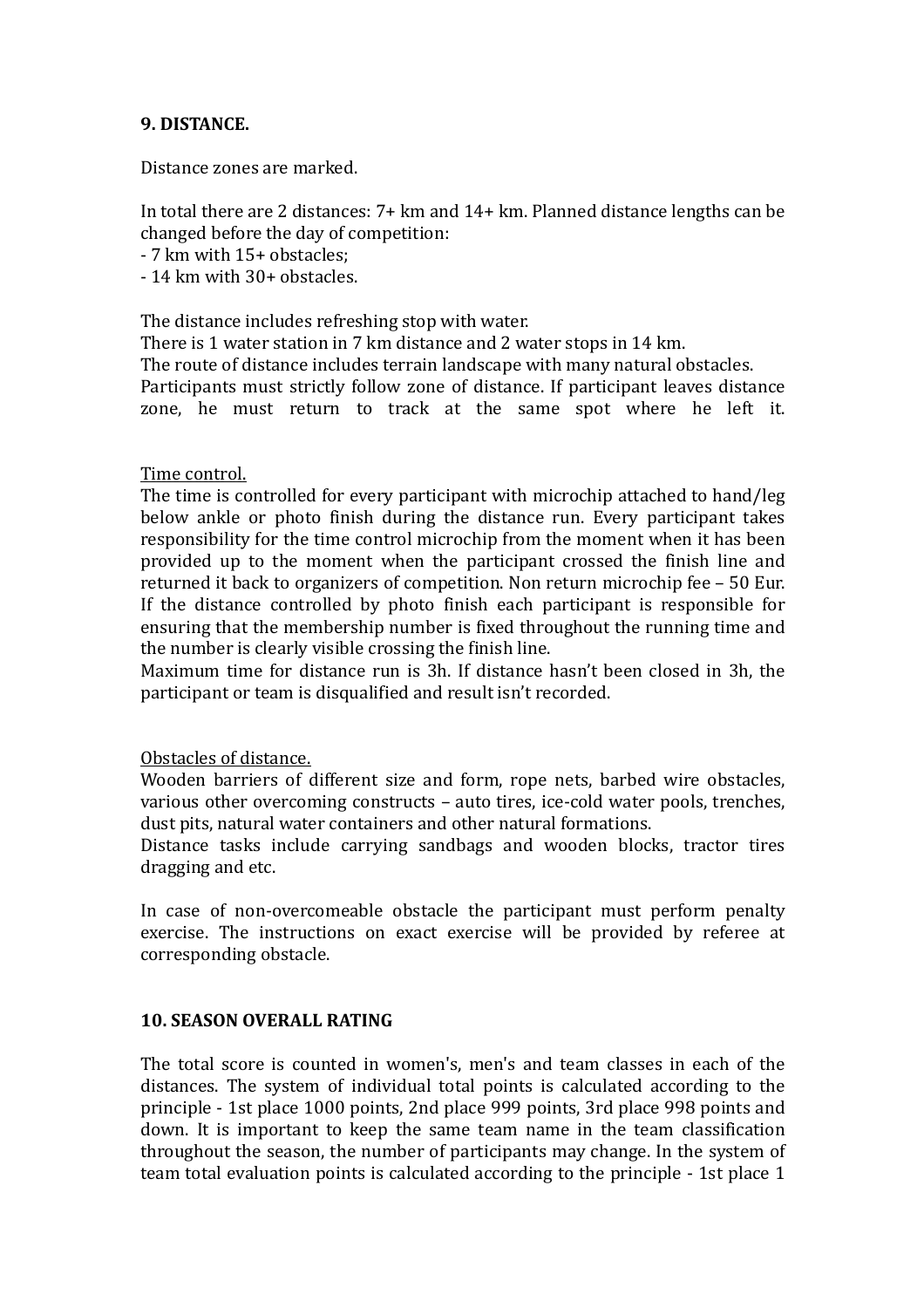## 9. DISTANCE.

Distance zones are marked.

In total there are 2 distances: 7+ km and 14+ km. Planned distance lengths can be changed before the day of competition:
- 7 km with 15+ obstacles;
- 14 km with 30+ obstacles.

The distance includes refreshing stop with water.
There is 1 water station in 7 km distance and 2 water stops in 14 km.
The route of distance includes terrain landscape with many natural obstacles.
Participants must strictly follow zone of distance. If participant leaves distance zone, he must return to track at the same spot where he left it.

Time control.
The time is controlled for every participant with microchip attached to hand/leg below ankle or photo finish during the distance run. Every participant takes responsibility for the time control microchip from the moment when it has been provided up to the moment when the participant crossed the finish line and returned it back to organizers of competition. Non return microchip fee – 50 Eur.
If the distance controlled by photo finish each participant is responsible for ensuring that the membership number is fixed throughout the running time and the number is clearly visible crossing the finish line.
Maximum time for distance run is 3h. If distance hasn't been closed in 3h, the participant or team is disqualified and result isn't recorded.

Obstacles of distance.
Wooden barriers of different size and form, rope nets, barbed wire obstacles, various other overcoming constructs – auto tires, ice-cold water pools, trenches, dust pits, natural water containers and other natural formations.
Distance tasks include carrying sandbags and wooden blocks, tractor tires dragging and etc.

In case of non-overcomeable obstacle the participant must perform penalty exercise. The instructions on exact exercise will be provided by referee at corresponding obstacle.

## 10. SEASON OVERALL RATING

The total score is counted in women's, men's and team classes in each of the distances. The system of individual total points is calculated according to the principle - 1st place 1000 points, 2nd place 999 points, 3rd place 998 points and down. It is important to keep the same team name in the team classification throughout the season, the number of participants may change. In the system of team total evaluation points is calculated according to the principle - 1st place 1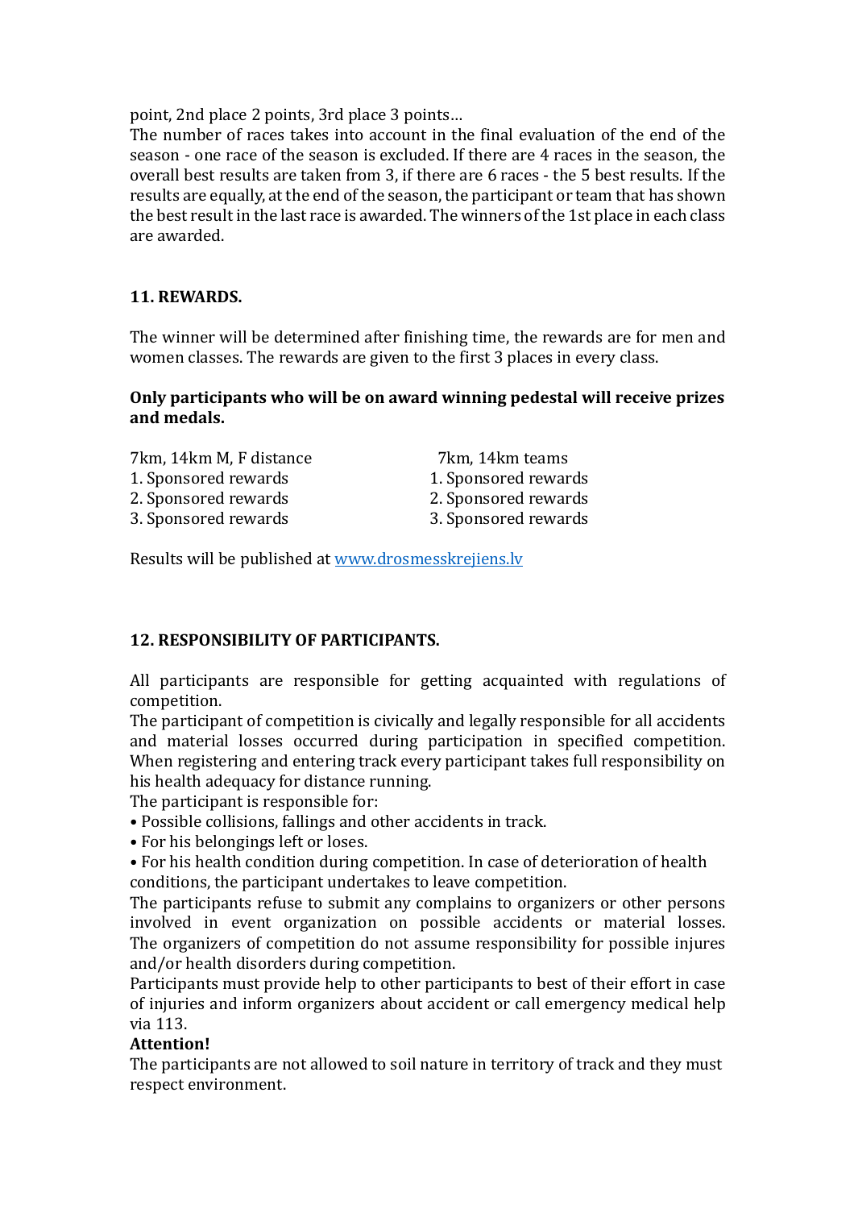point, 2nd place 2 points, 3rd place 3 points…
The number of races takes into account in the final evaluation of the end of the season - one race of the season is excluded. If there are 4 races in the season, the overall best results are taken from 3, if there are 6 races - the 5 best results. If the results are equally, at the end of the season, the participant or team that has shown the best result in the last race is awarded. The winners of the 1st place in each class are awarded.

## 11. REWARDS.

The winner will be determined after finishing time, the rewards are for men and women classes. The rewards are given to the first 3 places in every class.

**Only participants who will be on award winning pedestal will receive prizes and medals.**

| 7km, 14km M, F distance | 7km, 14km teams |
|---|---|
| 1. Sponsored rewards | 1. Sponsored rewards |
| 2. Sponsored rewards | 2. Sponsored rewards |
| 3. Sponsored rewards | 3. Sponsored rewards |

Results will be published at [www.drosmesskrejiens.lv](http://www.drosmesskrejiens.lv)

## 12. RESPONSIBILITY OF PARTICIPANTS.

All participants are responsible for getting acquainted with regulations of competition.
The participant of competition is civically and legally responsible for all accidents and material losses occurred during participation in specified competition. When registering and entering track every participant takes full responsibility on his health adequacy for distance running.
The participant is responsible for:

- Possible collisions, fallings and other accidents in track.
- For his belongings left or loses.
- For his health condition during competition. In case of deterioration of health conditions, the participant undertakes to leave competition.

The participants refuse to submit any complains to organizers or other persons involved in event organization on possible accidents or material losses. The organizers of competition do not assume responsibility for possible injures and/or health disorders during competition.
Participants must provide help to other participants to best of their effort in case of injuries and inform organizers about accident or call emergency medical help via 113.

**Attention!**

The participants are not allowed to soil nature in territory of track and they must respect environment.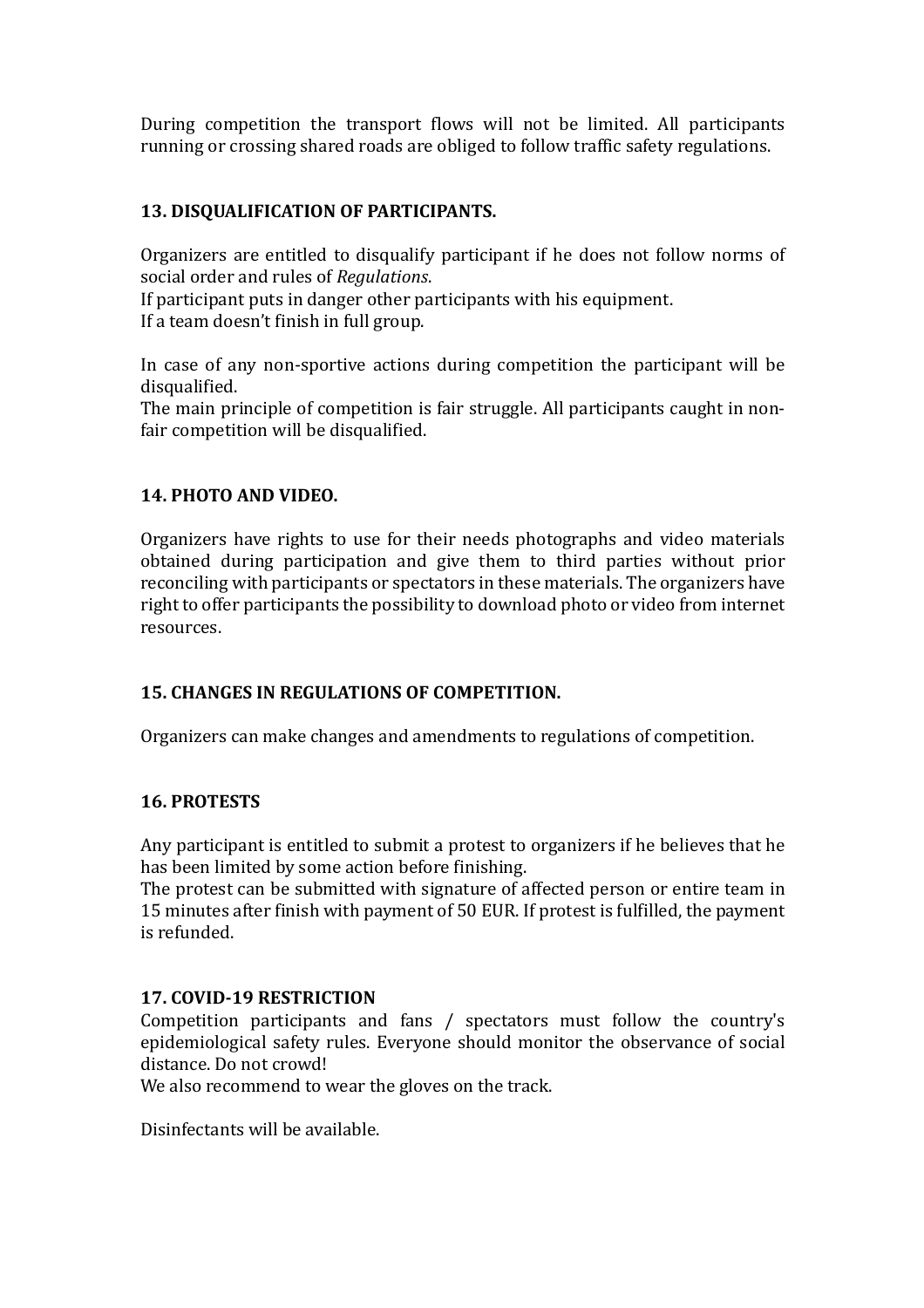During competition the transport flows will not be limited. All participants running or crossing shared roads are obliged to follow traffic safety regulations.

## 13. DISQUALIFICATION OF PARTICIPANTS.

Organizers are entitled to disqualify participant if he does not follow norms of social order and rules of *Regulations*.
If participant puts in danger other participants with his equipment.
If a team doesn't finish in full group.

In case of any non-sportive actions during competition the participant will be disqualified.
The main principle of competition is fair struggle. All participants caught in non-fair competition will be disqualified.

## 14. PHOTO AND VIDEO.

Organizers have rights to use for their needs photographs and video materials obtained during participation and give them to third parties without prior reconciling with participants or spectators in these materials. The organizers have right to offer participants the possibility to download photo or video from internet resources.

## 15. CHANGES IN REGULATIONS OF COMPETITION.

Organizers can make changes and amendments to regulations of competition.

## 16. PROTESTS

Any participant is entitled to submit a protest to organizers if he believes that he has been limited by some action before finishing.
The protest can be submitted with signature of affected person or entire team in 15 minutes after finish with payment of 50 EUR. If protest is fulfilled, the payment is refunded.

## 17. COVID-19 RESTRICTION

Competition participants and fans / spectators must follow the country's epidemiological safety rules. Everyone should monitor the observance of social distance. Do not crowd!
We also recommend to wear the gloves on the track.

Disinfectants will be available.